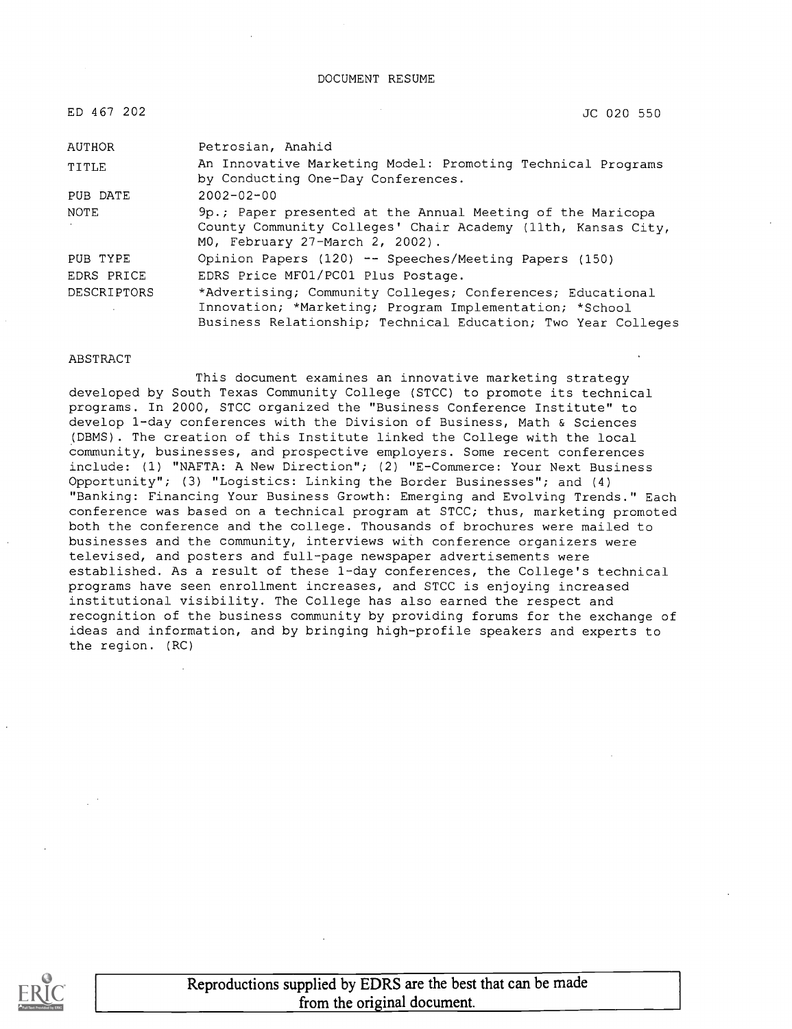DOCUMENT RESUME

ED 467 202 JC 020 550

| | |
|---|---|
| AUTHOR | Petrosian, Anahid |
| TITLE | An Innovative Marketing Model: Promoting Technical Programs by Conducting One-Day Conferences. |
| PUB DATE | 2002-02-00 |
| NOTE | 9p.; Paper presented at the Annual Meeting of the Maricopa County Community Colleges' Chair Academy (11th, Kansas City, MO, February 27-March 2, 2002). |
| PUB TYPE | Opinion Papers (120) -- Speeches/Meeting Papers (150) |
| EDRS PRICE | EDRS Price MF01/PC01 Plus Postage. |
| DESCRIPTORS | *Advertising; Community Colleges; Conferences; Educational Innovation; *Marketing; Program Implementation; *School Business Relationship; Technical Education; Two Year Colleges |

ABSTRACT

This document examines an innovative marketing strategy developed by South Texas Community College (STCC) to promote its technical programs. In 2000, STCC organized the "Business Conference Institute" to develop 1-day conferences with the Division of Business, Math & Sciences (DBMS). The creation of this Institute linked the College with the local community, businesses, and prospective employers. Some recent conferences include: (1) "NAFTA: A New Direction"; (2) "E-Commerce: Your Next Business Opportunity"; (3) "Logistics: Linking the Border Businesses"; and (4) "Banking: Financing Your Business Growth: Emerging and Evolving Trends." Each conference was based on a technical program at STCC; thus, marketing promoted both the conference and the college. Thousands of brochures were mailed to businesses and the community, interviews with conference organizers were televised, and posters and full-page newspaper advertisements were established. As a result of these 1-day conferences, the College's technical programs have seen enrollment increases, and STCC is enjoying increased institutional visibility. The College has also earned the respect and recognition of the business community by providing forums for the exchange of ideas and information, and by bringing high-profile speakers and experts to the region. (RC)

Reproductions supplied by EDRS are the best that can be made from the original document.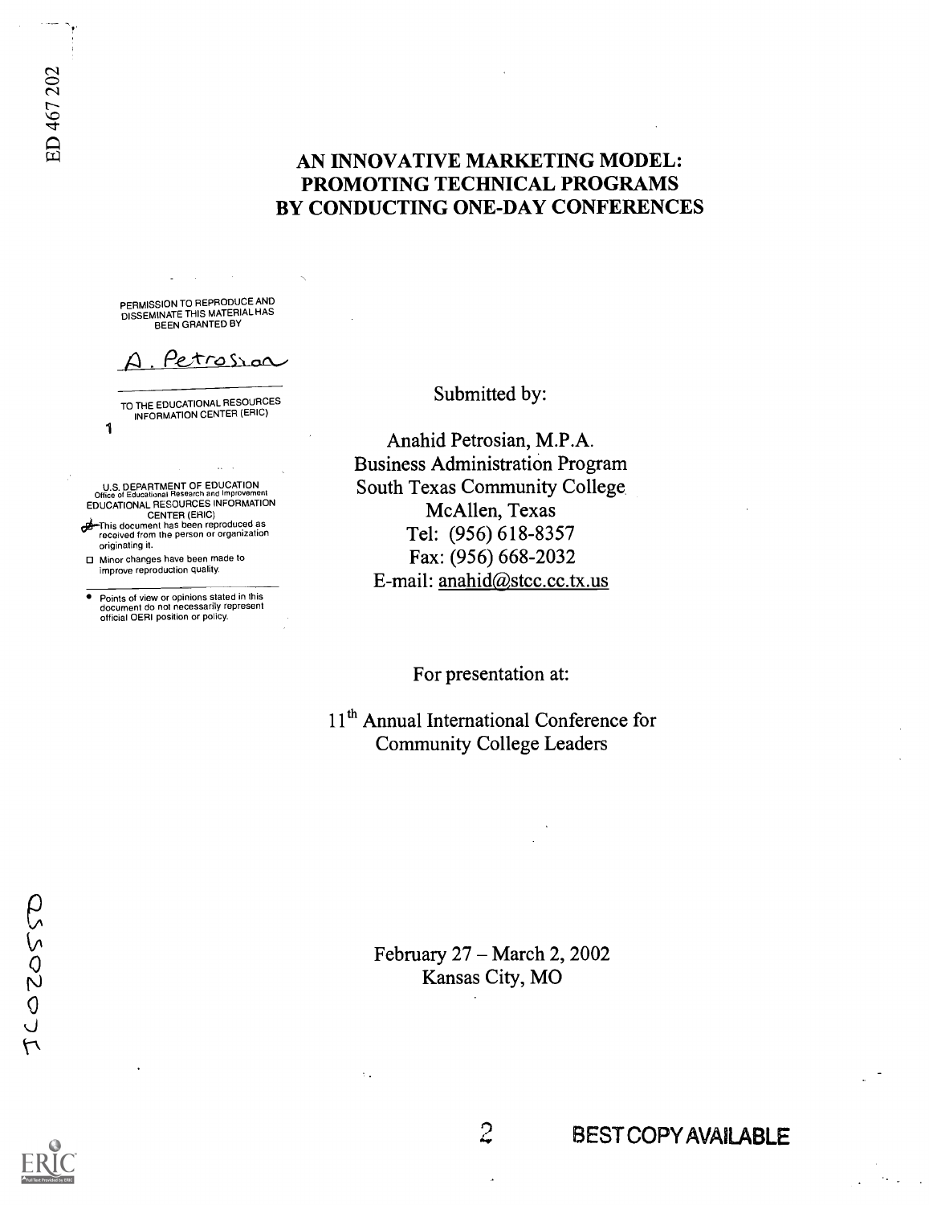# AN INNOVATIVE MARKETING MODEL: PROMOTING TECHNICAL PROGRAMS BY CONDUCTING ONE-DAY CONFERENCES

PERMISSION TO REPRODUCE AND DISSEMINATE THIS MATERIAL HAS BEEN GRANTED BY

A. Petrosian

TO THE EDUCATIONAL RESOURCES INFORMATION CENTER (ERIC)

1

U.S. DEPARTMENT OF EDUCATION
Office of Educational Research and Improvement
EDUCATIONAL RESOURCES INFORMATION CENTER (ERIC)

- This document has been reproduced as received from the person or organization originating it.
- Minor changes have been made to improve reproduction quality.

- Points of view or opinions stated in this document do not necessarily represent official OERI position or policy.

Submitted by:

Anahid Petrosian, M.P.A.
Business Administration Program
South Texas Community College
McAllen, Texas
Tel: (956) 618-8357
Fax: (956) 668-2032
E-mail: anahid@stcc.cc.tx.us

For presentation at:

11th Annual International Conference for Community College Leaders

February 27 – March 2, 2002
Kansas City, MO

BEST COPY AVAILABLE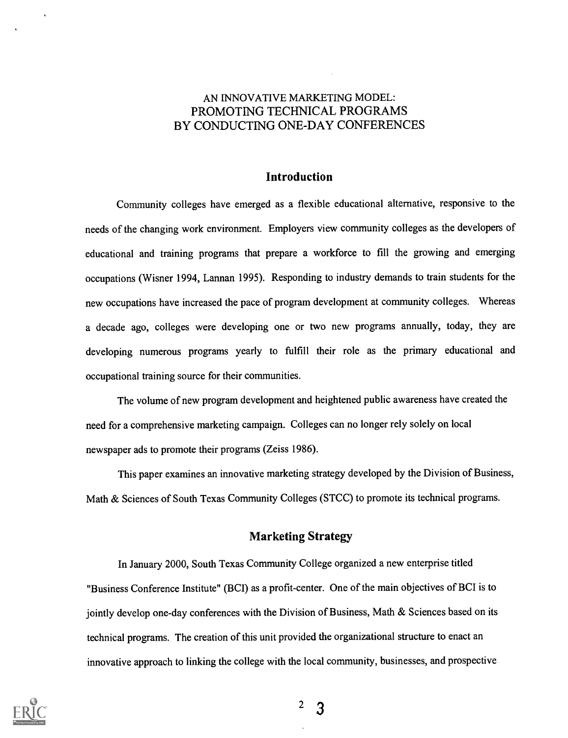# AN INNOVATIVE MARKETING MODEL: PROMOTING TECHNICAL PROGRAMS BY CONDUCTING ONE-DAY CONFERENCES

## Introduction

Community colleges have emerged as a flexible educational alternative, responsive to the needs of the changing work environment. Employers view community colleges as the developers of educational and training programs that prepare a workforce to fill the growing and emerging occupations (Wisner 1994, Lannan 1995). Responding to industry demands to train students for the new occupations have increased the pace of program development at community colleges. Whereas a decade ago, colleges were developing one or two new programs annually, today, they are developing numerous programs yearly to fulfill their role as the primary educational and occupational training source for their communities.

The volume of new program development and heightened public awareness have created the need for a comprehensive marketing campaign. Colleges can no longer rely solely on local newspaper ads to promote their programs (Zeiss 1986).

This paper examines an innovative marketing strategy developed by the Division of Business, Math & Sciences of South Texas Community Colleges (STCC) to promote its technical programs.

## Marketing Strategy

In January 2000, South Texas Community College organized a new enterprise titled "Business Conference Institute" (BCI) as a profit-center. One of the main objectives of BCI is to jointly develop one-day conferences with the Division of Business, Math & Sciences based on its technical programs. The creation of this unit provided the organizational structure to enact an innovative approach to linking the college with the local community, businesses, and prospective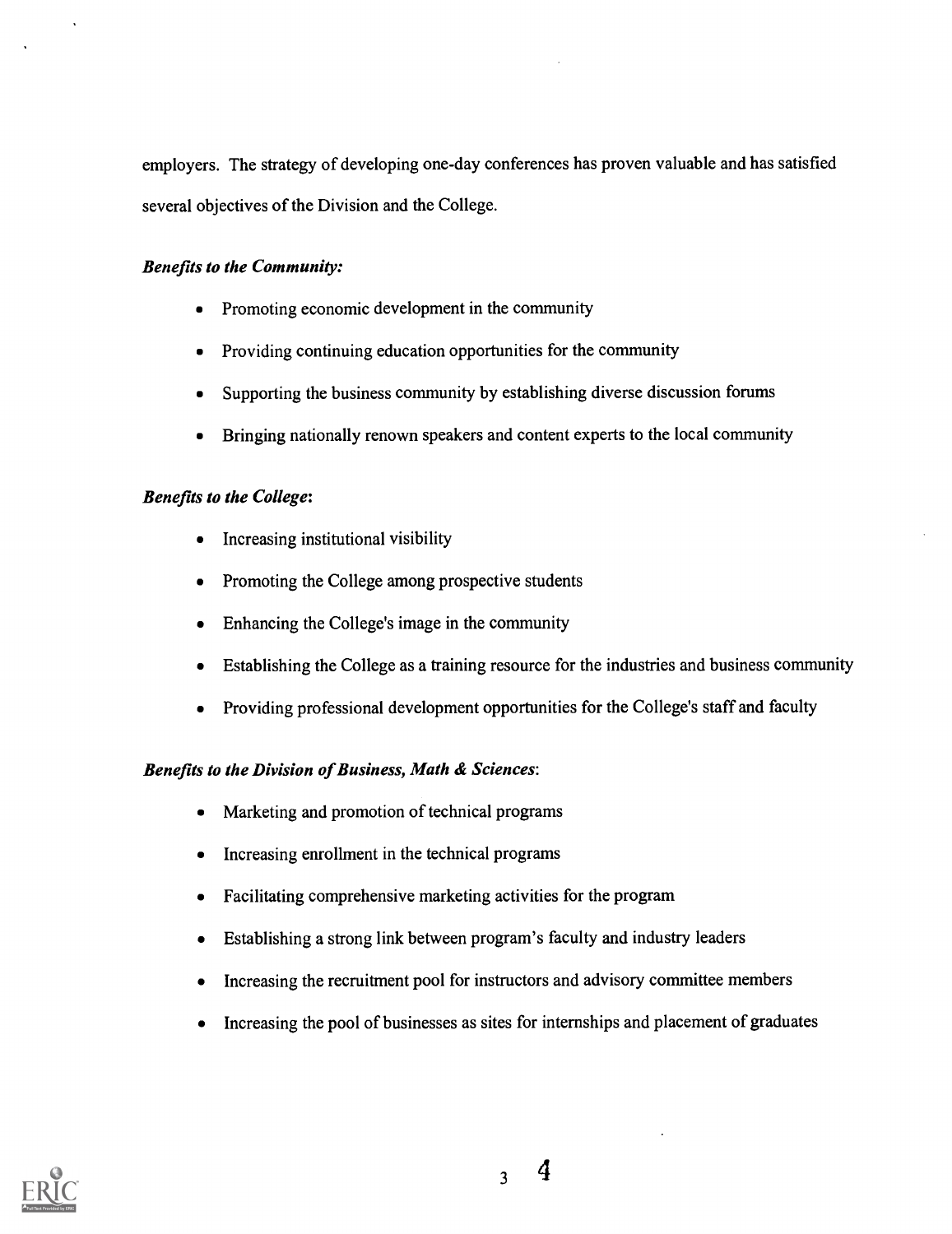employers. The strategy of developing one-day conferences has proven valuable and has satisfied several objectives of the Division and the College.

***Benefits to the Community:***

- Promoting economic development in the community
- Providing continuing education opportunities for the community
- Supporting the business community by establishing diverse discussion forums
- Bringing nationally renown speakers and content experts to the local community

***Benefits to the College*:**

- Increasing institutional visibility
- Promoting the College among prospective students
- Enhancing the College's image in the community
- Establishing the College as a training resource for the industries and business community
- Providing professional development opportunities for the College's staff and faculty

***Benefits to the Division of Business, Math & Sciences*:**

- Marketing and promotion of technical programs
- Increasing enrollment in the technical programs
- Facilitating comprehensive marketing activities for the program
- Establishing a strong link between program's faculty and industry leaders
- Increasing the recruitment pool for instructors and advisory committee members
- Increasing the pool of businesses as sites for internships and placement of graduates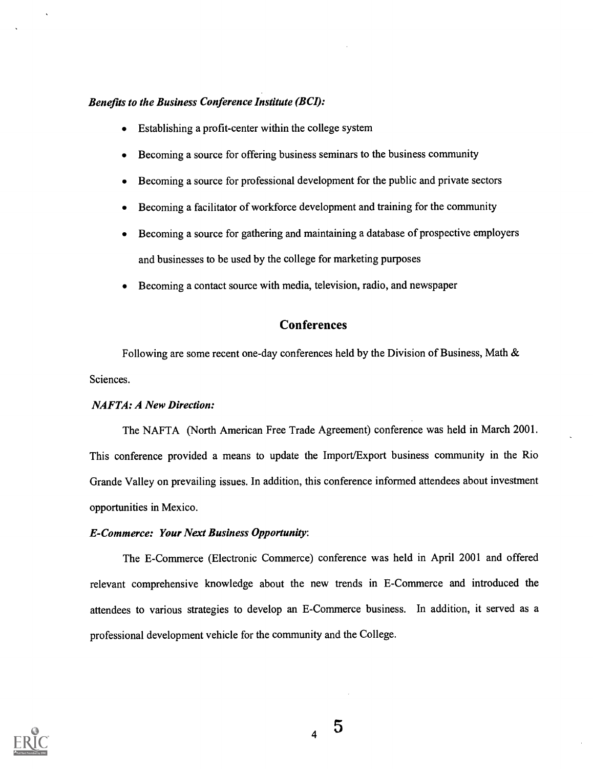***Benefits to the Business Conference Institute (BCI):***

- Establishing a profit-center within the college system
- Becoming a source for offering business seminars to the business community
- Becoming a source for professional development for the public and private sectors
- Becoming a facilitator of workforce development and training for the community
- Becoming a source for gathering and maintaining a database of prospective employers and businesses to be used by the college for marketing purposes
- Becoming a contact source with media, television, radio, and newspaper

## Conferences

Following are some recent one-day conferences held by the Division of Business, Math & Sciences.

***NAFTA: A New Direction:***

The NAFTA (North American Free Trade Agreement) conference was held in March 2001. This conference provided a means to update the Import/Export business community in the Rio Grande Valley on prevailing issues. In addition, this conference informed attendees about investment opportunities in Mexico.

***E-Commerce: Your Next Business Opportunity:***

The E-Commerce (Electronic Commerce) conference was held in April 2001 and offered relevant comprehensive knowledge about the new trends in E-Commerce and introduced the attendees to various strategies to develop an E-Commerce business. In addition, it served as a professional development vehicle for the community and the College.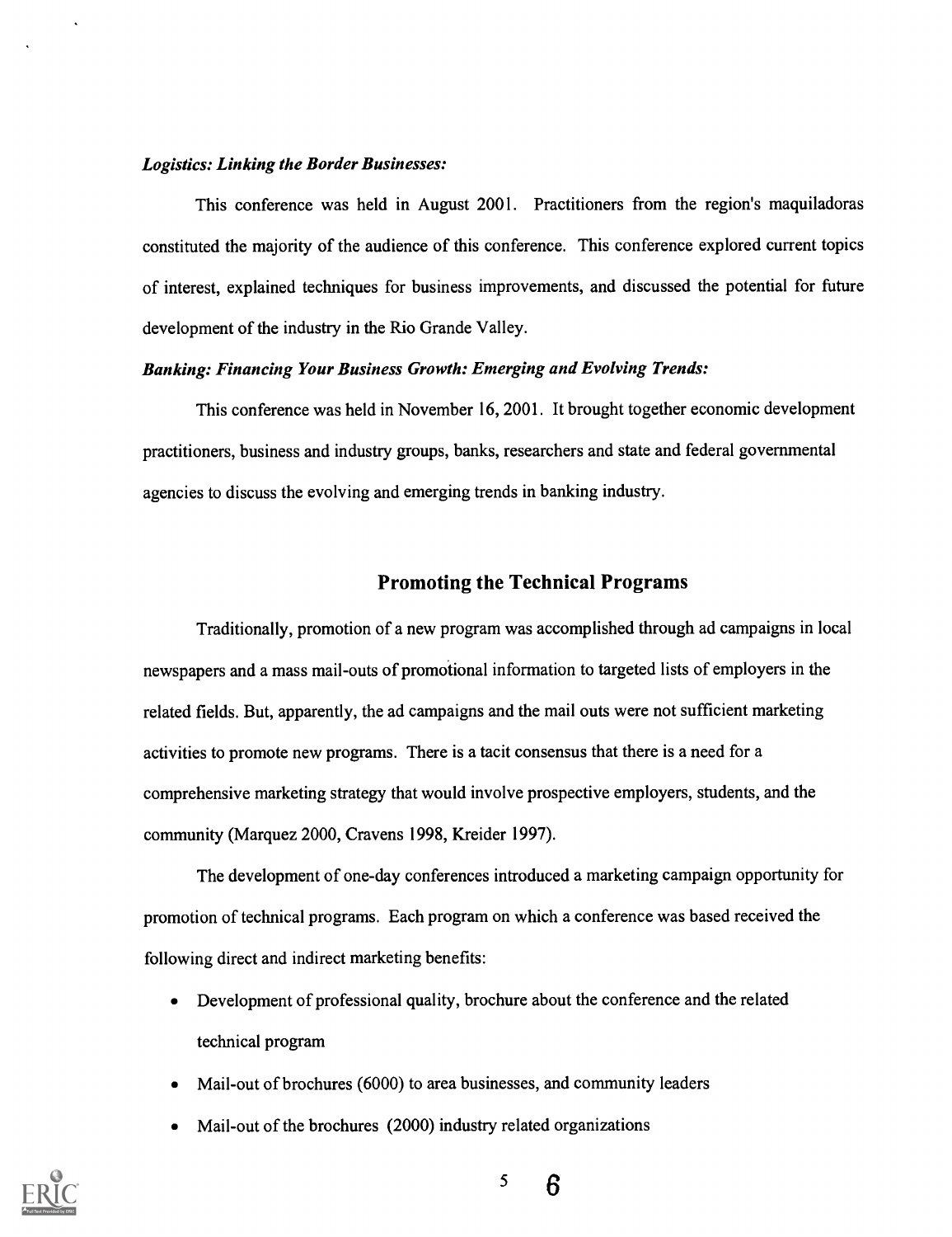### *Logistics: Linking the Border Businesses:*

This conference was held in August 2001. Practitioners from the region's maquiladoras constituted the majority of the audience of this conference. This conference explored current topics of interest, explained techniques for business improvements, and discussed the potential for future development of the industry in the Rio Grande Valley.

### *Banking: Financing Your Business Growth: Emerging and Evolving Trends:*

This conference was held in November 16, 2001. It brought together economic development practitioners, business and industry groups, banks, researchers and state and federal governmental agencies to discuss the evolving and emerging trends in banking industry.

## Promoting the Technical Programs

Traditionally, promotion of a new program was accomplished through ad campaigns in local newspapers and a mass mail-outs of promotional information to targeted lists of employers in the related fields. But, apparently, the ad campaigns and the mail outs were not sufficient marketing activities to promote new programs. There is a tacit consensus that there is a need for a comprehensive marketing strategy that would involve prospective employers, students, and the community (Marquez 2000, Cravens 1998, Kreider 1997).

The development of one-day conferences introduced a marketing campaign opportunity for promotion of technical programs. Each program on which a conference was based received the following direct and indirect marketing benefits:

- Development of professional quality, brochure about the conference and the related technical program
- Mail-out of brochures (6000) to area businesses, and community leaders
- Mail-out of the brochures (2000) industry related organizations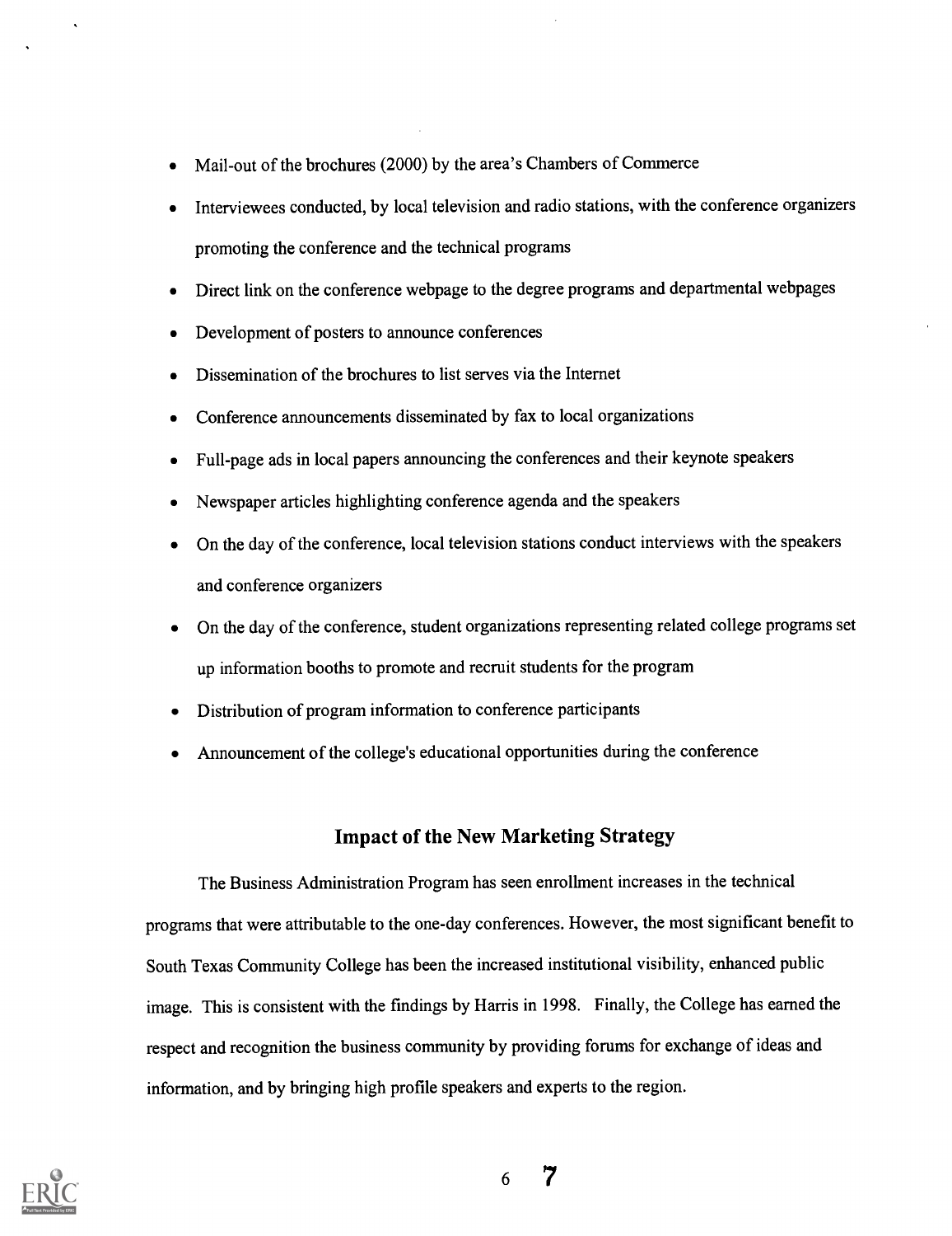- Mail-out of the brochures (2000) by the area's Chambers of Commerce
- Interviewees conducted, by local television and radio stations, with the conference organizers promoting the conference and the technical programs
- Direct link on the conference webpage to the degree programs and departmental webpages
- Development of posters to announce conferences
- Dissemination of the brochures to list serves via the Internet
- Conference announcements disseminated by fax to local organizations
- Full-page ads in local papers announcing the conferences and their keynote speakers
- Newspaper articles highlighting conference agenda and the speakers
- On the day of the conference, local television stations conduct interviews with the speakers and conference organizers
- On the day of the conference, student organizations representing related college programs set up information booths to promote and recruit students for the program
- Distribution of program information to conference participants
- Announcement of the college's educational opportunities during the conference

## Impact of the New Marketing Strategy

The Business Administration Program has seen enrollment increases in the technical programs that were attributable to the one-day conferences. However, the most significant benefit to South Texas Community College has been the increased institutional visibility, enhanced public image. This is consistent with the findings by Harris in 1998. Finally, the College has earned the respect and recognition the business community by providing forums for exchange of ideas and information, and by bringing high profile speakers and experts to the region.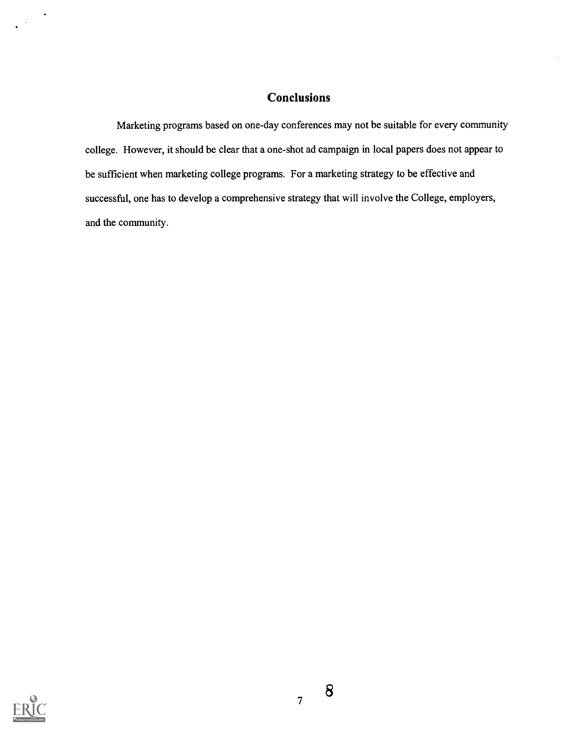## Conclusions

Marketing programs based on one-day conferences may not be suitable for every community college. However, it should be clear that a one-shot ad campaign in local papers does not appear to be sufficient when marketing college programs. For a marketing strategy to be effective and successful, one has to develop a comprehensive strategy that will involve the College, employers, and the community.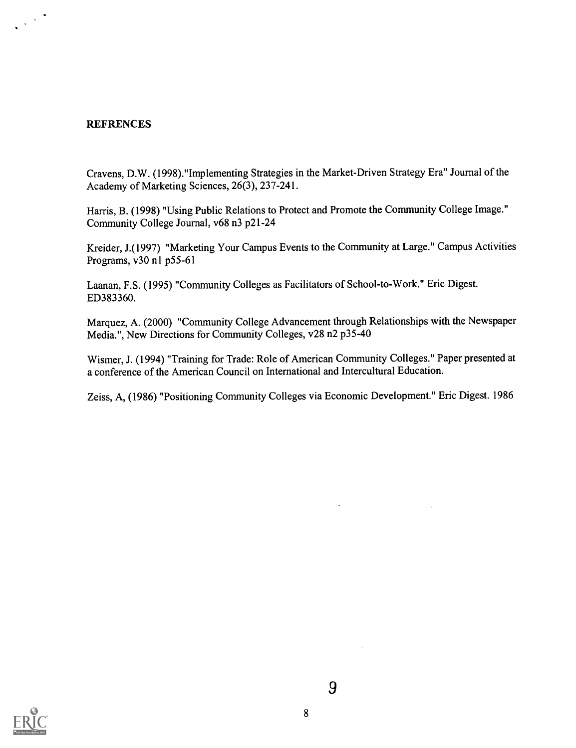## REFRENCES

Cravens, D.W. (1998)."Implementing Strategies in the Market-Driven Strategy Era" Journal of the Academy of Marketing Sciences, 26(3), 237-241.

Harris, B. (1998) "Using Public Relations to Protect and Promote the Community College Image." Community College Journal, v68 n3 p21-24

Kreider, J.(1997) "Marketing Your Campus Events to the Community at Large." Campus Activities Programs, v30 n1 p55-61

Laanan, F.S. (1995) "Community Colleges as Facilitators of School-to-Work." Eric Digest. ED383360.

Marquez, A. (2000) "Community College Advancement through Relationships with the Newspaper Media.", New Directions for Community Colleges, v28 n2 p35-40

Wismer, J. (1994) "Training for Trade: Role of American Community Colleges." Paper presented at a conference of the American Council on International and Intercultural Education.

Zeiss, A, (1986) "Positioning Community Colleges via Economic Development." Eric Digest. 1986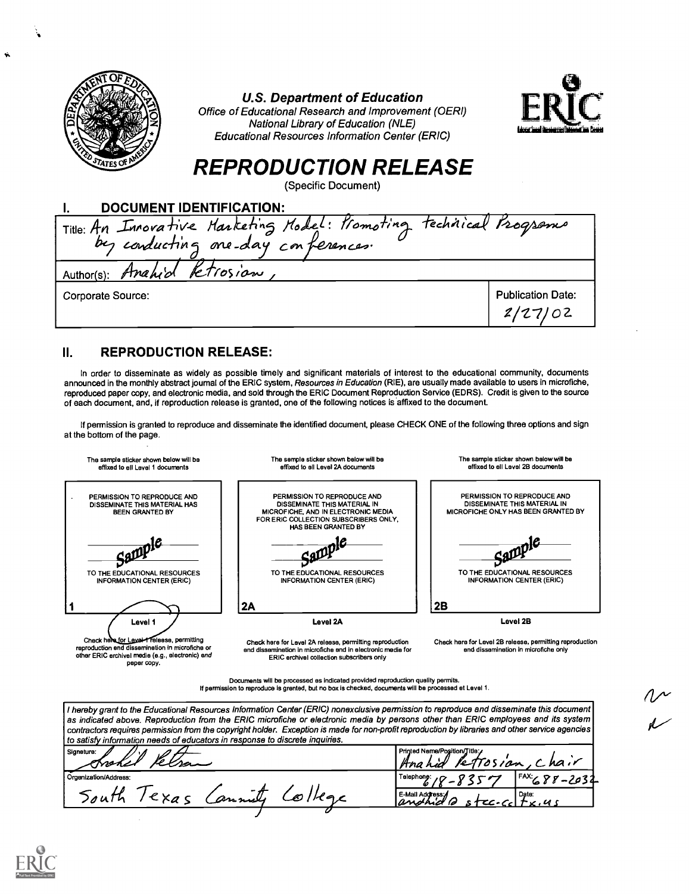**U.S. Department of Education**
*Office of Educational Research and Improvement (OERI)*
*National Library of Education (NLE)*
*Educational Resources Information Center (ERIC)*

# *REPRODUCTION RELEASE*

(Specific Document)

## I. DOCUMENT IDENTIFICATION:

| | |
|---|---|
| Title: An Innovative Marketing Model: Promoting technical Programs by conducting one-day conferences. | |
| Author(s): Anahid Petrosian, | |
| Corporate Source: | Publication Date: 2/27/02 |

## II. REPRODUCTION RELEASE:

In order to disseminate as widely as possible timely and significant materials of interest to the educational community, documents announced in the monthly abstract journal of the ERIC system, *Resources in Education* (RIE), are usually made available to users in microfiche, reproduced paper copy, and electronic media, and sold through the ERIC Document Reproduction Service (EDRS). Credit is given to the source of each document, and, if reproduction release is granted, one of the following notices is affixed to the document.

If permission is granted to reproduce and disseminate the identified document, please CHECK ONE of the following three options and sign at the bottom of the page.

| The sample sticker shown below will be affixed to all Level 1 documents | The sample sticker shown below will be affixed to all Level 2A documents | The sample sticker shown below will be affixed to all Level 2B documents |
|---|---|---|
| PERMISSION TO REPRODUCE AND DISSEMINATE THIS MATERIAL HAS BEEN GRANTED BY | PERMISSION TO REPRODUCE AND DISSEMINATE THIS MATERIAL IN MICROFICHE, AND IN ELECTRONIC MEDIA FOR ERIC COLLECTION SUBSCRIBERS ONLY, HAS BEEN GRANTED BY | PERMISSION TO REPRODUCE AND DISSEMINATE THIS MATERIAL IN MICROFICHE ONLY HAS BEEN GRANTED BY |
| Sample | Sample | Sample |
| TO THE EDUCATIONAL RESOURCES INFORMATION CENTER (ERIC) | TO THE EDUCATIONAL RESOURCES INFORMATION CENTER (ERIC) | TO THE EDUCATIONAL RESOURCES INFORMATION CENTER (ERIC) |
| 1 | 2A | 2B |
| Level 1 | Level 2A | Level 2B |
| Check here for Level 1 release, permitting reproduction and dissemination in microfiche or other ERIC archival media (e.g., electronic) *and* paper copy. | Check here for Level 2A release, permitting reproduction and dissemination in microfiche and in electronic media for ERIC archival collection subscribers only | Check here for Level 2B release, permitting reproduction and dissemination in microfiche only |

Documents will be processed as indicated provided reproduction quality permits.
If permission to reproduce is granted, but no box is checked, documents will be processed at Level 1.

*I hereby grant to the Educational Resources Information Center (ERIC) nonexclusive permission to reproduce and disseminate this document as indicated above. Reproduction from the ERIC microfiche or electronic media by persons other than ERIC employees and its system contractors requires permission from the copyright holder. Exception is made for non-profit reproduction by libraries and other service agencies to satisfy information needs of educators in response to discrete inquiries.*

| | | |
|---|---|---|
| Signature: Anahid Petrosian | Printed Name/Position/Title: Anahid Petrosian, Chair | |
| Organization/Address: South Texas Community College | Telephone: 618-8357 | FAX: 688-2032 |
| | E-Mail Address: anahid@stcc.cc.tx.us | Date: |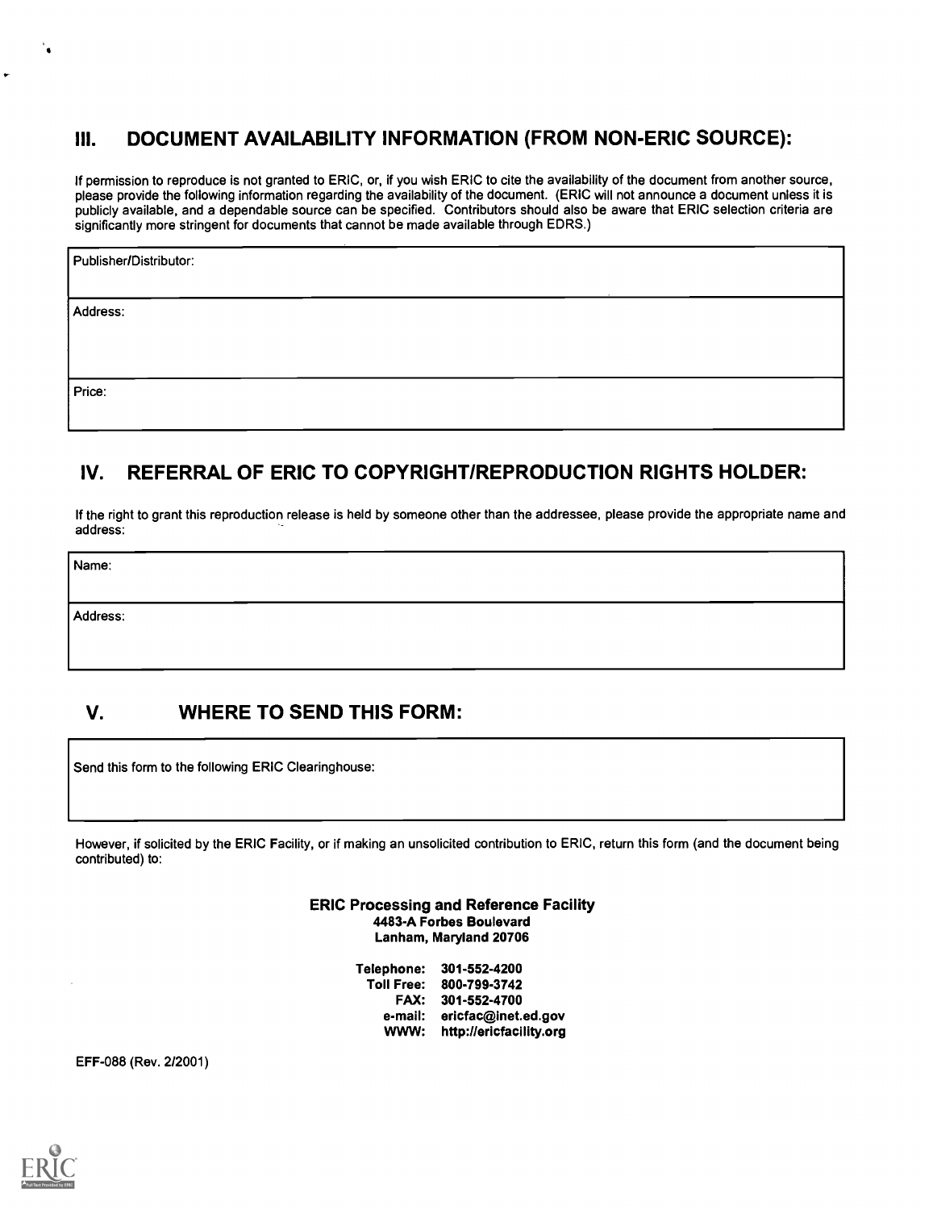## III. DOCUMENT AVAILABILITY INFORMATION (FROM NON-ERIC SOURCE):

If permission to reproduce is not granted to ERIC, or, if you wish ERIC to cite the availability of the document from another source, please provide the following information regarding the availability of the document. (ERIC will not announce a document unless it is publicly available, and a dependable source can be specified. Contributors should also be aware that ERIC selection criteria are significantly more stringent for documents that cannot be made available through EDRS.)

| | |
|---|---|
| Publisher/Distributor: | |
| Address: | |
| Price: | |

## IV. REFERRAL OF ERIC TO COPYRIGHT/REPRODUCTION RIGHTS HOLDER:

If the right to grant this reproduction release is held by someone other than the addressee, please provide the appropriate name and address:

| | |
|---|---|
| Name: | |
| Address: | |

## V. WHERE TO SEND THIS FORM:

Send this form to the following ERIC Clearinghouse:

However, if solicited by the ERIC Facility, or if making an unsolicited contribution to ERIC, return this form (and the document being contributed) to:

**ERIC Processing and Reference Facility**
**4483-A Forbes Boulevard**
**Lanham, Maryland 20706**

**Telephone: 301-552-4200**
**Toll Free: 800-799-3742**
**FAX: 301-552-4700**
**e-mail: ericfac@inet.ed.gov**
**WWW: http://ericfacility.org**

EFF-088 (Rev. 2/2001)